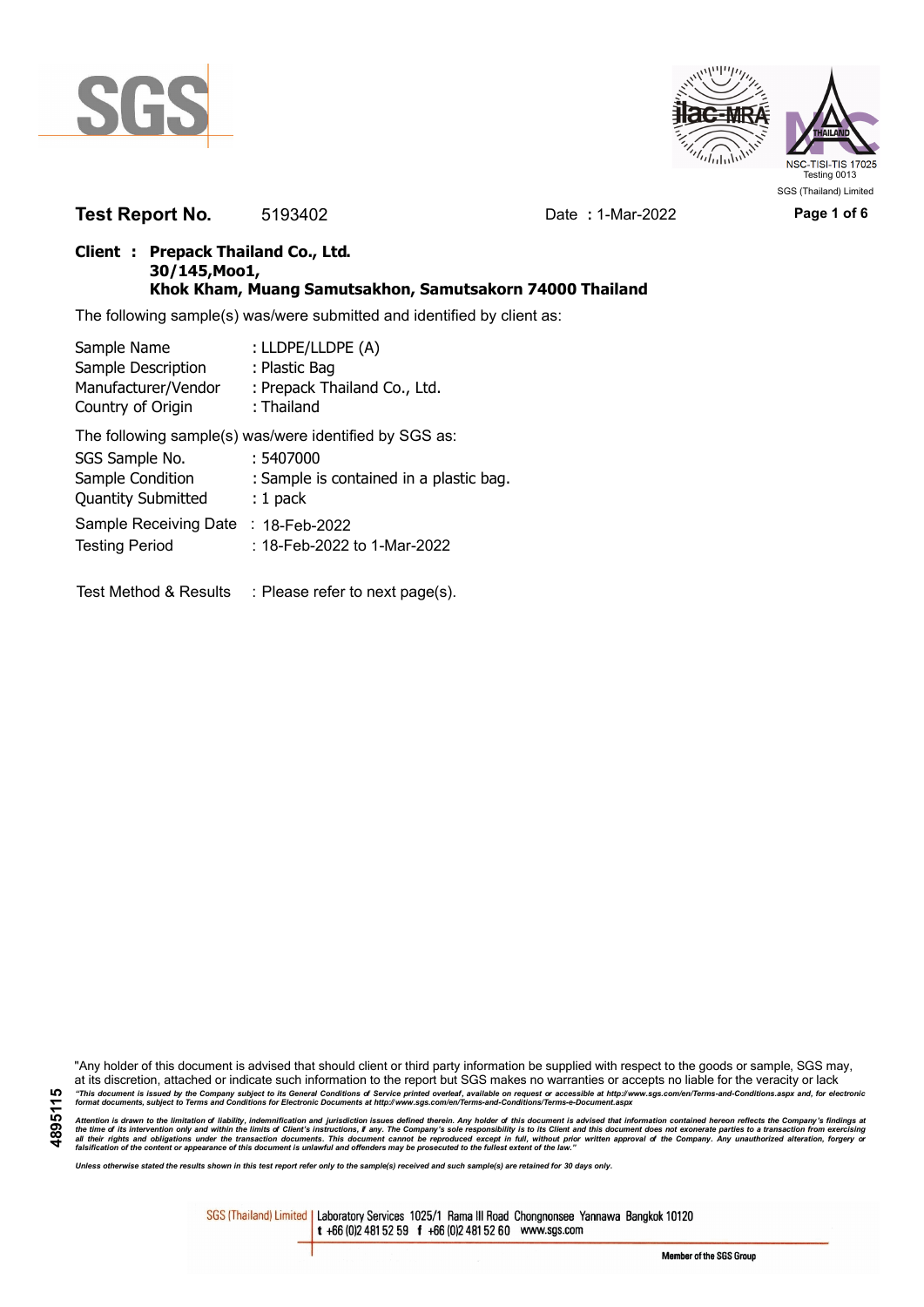**Test Report No.** 5193402 Date **:** 1-Mar-2022

**Client : Prepack Thailand Co., Ltd.**
**30/145,Moo1,**
**Khok Kham, Muang Samutsakhon, Samutsakorn 74000 Thailand**

The following sample(s) was/were submitted and identified by client as:

| | |
|---|---|
| Sample Name | : LLDPE/LLDPE (A) |
| Sample Description | : Plastic Bag |
| Manufacturer/Vendor | : Prepack Thailand Co., Ltd. |
| Country of Origin | : Thailand |

The following sample(s) was/were identified by SGS as:

| | |
|---|---|
| SGS Sample No. | : 5407000 |
| Sample Condition | : Sample is contained in a plastic bag. |
| Quantity Submitted | : 1 pack |
| Sample Receiving Date | : 18-Feb-2022 |
| Testing Period | : 18-Feb-2022 to 1-Mar-2022 |

Test Method & Results : Please refer to next page(s).

"Any holder of this document is advised that should client or third party information be supplied with respect to the goods or sample, SGS may, at its discretion, attached or indicate such information to the report but SGS makes no warranties or accepts no liable for the veracity or lack

*"This document is issued by the Company subject to its General Conditions of Service printed overleaf, available on request or accessible at http://www.sgs.com/en/Terms-and-Conditions.aspx and, for electronic format documents, subject to Terms and Conditions for Electronic Documents at http://www.sgs.com/en/Terms-and-Conditions/Terms-e-Document.aspx*

*Attention is drawn to the limitation of liability, indemnification and jurisdiction issues defined therein. Any holder of this document is advised that information contained hereon reflects the Company's findings at the time of its intervention only and within the limits of Client's instructions, if any. The Company's sole responsibility is to its Client and this document does not exonerate parties to a transaction from exercising all their rights and obligations under the transaction documents. This document cannot be reproduced except in full, without prior written approval of the Company. Any unauthorized alteration, forgery or falsification of the content or appearance of this document is unlawful and offenders may be prosecuted to the fullest extent of the law."*

*Unless otherwise stated the results shown in this test report refer only to the sample(s) received and such sample(s) are retained for 30 days only.*

SGS (Thailand) Limited | Laboratory Services 1025/1 Rama III Road Chongnonsee Yannawa Bangkok 10120
t +66 (0)2 481 52 59 f +66 (0)2 481 52 60 www.sgs.com

Member of the SGS Group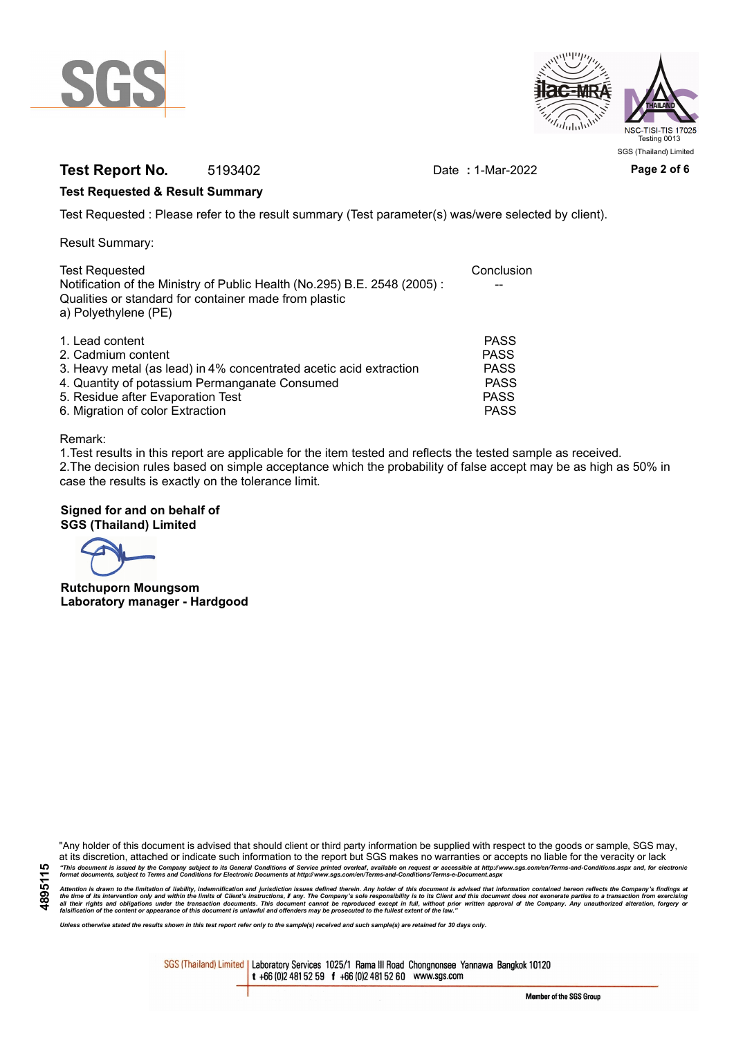**Test Report No.** 5193402 Date : 1-Mar-2022

**Test Requested & Result Summary**

Test Requested : Please refer to the result summary (Test parameter(s) was/were selected by client).

Result Summary:

| Test Requested | Conclusion |
|---|---|
| Notification of the Ministry of Public Health (No.295) B.E. 2548 (2005) : Qualities or standard for container made from plastic a) Polyethylene (PE) | -- |
| 1. Lead content | PASS |
| 2. Cadmium content | PASS |
| 3. Heavy metal (as lead) in 4% concentrated acetic acid extraction | PASS |
| 4. Quantity of potassium Permanganate Consumed | PASS |
| 5. Residue after Evaporation Test | PASS |
| 6. Migration of color Extraction | PASS |

Remark:
1.Test results in this report are applicable for the item tested and reflects the tested sample as received.
2.The decision rules based on simple acceptance which the probability of false accept may be as high as 50% in case the results is exactly on the tolerance limit.

**Signed for and on behalf of**
**SGS (Thailand) Limited**

**Rutchuporn Moungsom**
**Laboratory manager - Hardgood**

"Any holder of this document is advised that should client or third party information be supplied with respect to the goods or sample, SGS may, at its discretion, attached or indicate such information to the report but SGS makes no warranties or accepts no liable for the veracity or lack

*"This document is issued by the Company subject to its General Conditions of Service printed overleaf, available on request or accessible at http://www.sgs.com/en/Terms-and-Conditions.aspx and, for electronic format documents, subject to Terms and Conditions for Electronic Documents at http://www.sgs.com/en/Terms-and-Conditions/Terms-e-Document.aspx*

*Attention is drawn to the limitation of liability, indemnification and jurisdiction issues defined therein. Any holder of this document is advised that information contained hereon reflects the Company's findings at the time of its intervention only and within the limits of Client's instructions, if any. The Company's sole responsibility is to its Client and this document does not exonerate parties to a transaction from exercising all their rights and obligations under the transaction documents. This document cannot be reproduced except in full, without prior written approval of the Company. Any unauthorized alteration, forgery or falsification of the content or appearance of this document is unlawful and offenders may be prosecuted to the fullest extent of the law."*

*Unless otherwise stated the results shown in this test report refer only to the sample(s) received and such sample(s) are retained for 30 days only.*

SGS (Thailand) Limited | Laboratory Services 1025/1 Rama III Road Chongnonsee Yannawa Bangkok 10120
t +66 (0)2 481 52 59 f +66 (0)2 481 52 60 www.sgs.com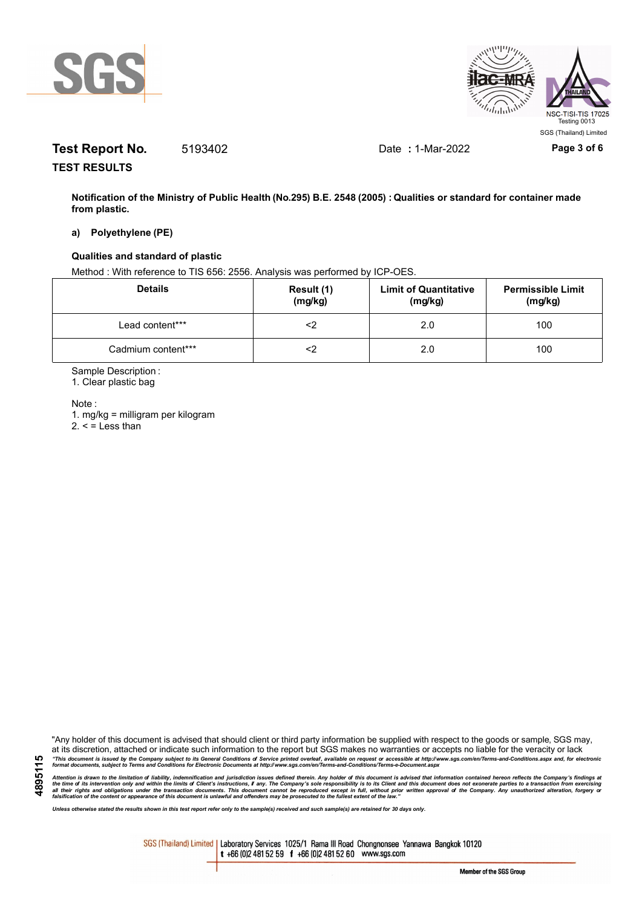**Test Report No.** 5193402 Date **:** 1-Mar-2022

**TEST RESULTS**

**Notification of the Ministry of Public Health (No.295) B.E. 2548 (2005) : Qualities or standard for container made from plastic.**

**a) Polyethylene (PE)**

**Qualities and standard of plastic**

Method : With reference to TIS 656: 2556. Analysis was performed by ICP-OES.

| Details | Result (1) (mg/kg) | Limit of Quantitative (mg/kg) | Permissible Limit (mg/kg) |
|---|---|---|---|
| Lead content*** | <2 | 2.0 | 100 |
| Cadmium content*** | <2 | 2.0 | 100 |

Sample Description :

1. Clear plastic bag

Note :

1. mg/kg = milligram per kilogram
2. < = Less than

"Any holder of this document is advised that should client or third party information be supplied with respect to the goods or sample, SGS may, at its discretion, attached or indicate such information to the report but SGS makes no warranties or accepts no liable for the veracity or lack

*"This document is issued by the Company subject to its General Conditions of Service printed overleaf, available on request or accessible at http://www.sgs.com/en/Terms-and-Conditions.aspx and, for electronic format documents, subject to Terms and Conditions for Electronic Documents at http://www.sgs.com/en/Terms-and-Conditions/Terms-e-Document.aspx*

*Attention is drawn to the limitation of liability, indemnification and jurisdiction issues defined therein. Any holder of this document is advised that information contained hereon reflects the Company's findings at the time of its intervention only and within the limits of Client's instructions, if any. The Company's sole responsibility is to its Client and this document does not exonerate parties to a transaction from exercising all their rights and obligations under the transaction documents. This document cannot be reproduced except in full, without prior written approval of the Company. Any unauthorized alteration, forgery or falsification of the content or appearance of this document is unlawful and offenders may be prosecuted to the fullest extent of the law."*

*Unless otherwise stated the results shown in this test report refer only to the sample(s) received and such sample(s) are retained for 30 days only.*

SGS (Thailand) Limited | Laboratory Services 1025/1 Rama III Road Chongnonsee Yannawa Bangkok 10120 t +66 (0)2 481 52 59 f +66 (0)2 481 52 60 www.sgs.com

Member of the SGS Group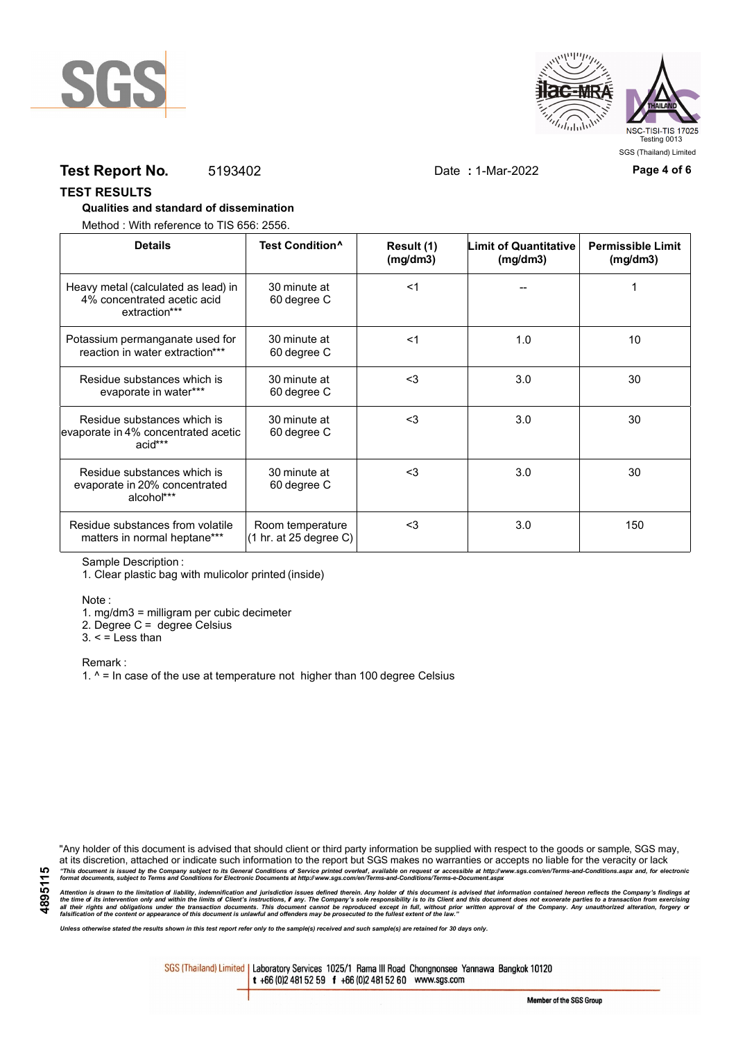**Test Report No.** 5193402 Date **:** 1-Mar-2022

## TEST RESULTS

**Qualities and standard of dissemination**

Method : With reference to TIS 656: 2556.

| Details | Test Condition^ | Result (1) (mg/dm3) | Limit of Quantitative (mg/dm3) | Permissible Limit (mg/dm3) |
|---|---|---|---|---|
| Heavy metal (calculated as lead) in 4% concentrated acetic acid extraction*** | 30 minute at 60 degree C | <1 | -- | 1 |
| Potassium permanganate used for reaction in water extraction*** | 30 minute at 60 degree C | <1 | 1.0 | 10 |
| Residue substances which is evaporate in water*** | 30 minute at 60 degree C | <3 | 3.0 | 30 |
| Residue substances which is evaporate in 4% concentrated acetic acid*** | 30 minute at 60 degree C | <3 | 3.0 | 30 |
| Residue substances which is evaporate in 20% concentrated alcohol*** | 30 minute at 60 degree C | <3 | 3.0 | 30 |
| Residue substances from volatile matters in normal heptane*** | Room temperature (1 hr. at 25 degree C) | <3 | 3.0 | 150 |

Sample Description :

1. Clear plastic bag with mulicolor printed (inside)

Note :

1. mg/dm3 = milligram per cubic decimeter
2. Degree C = degree Celsius
3. < = Less than

Remark :

1. ^ = In case of the use at temperature not higher than 100 degree Celsius

"Any holder of this document is advised that should client or third party information be supplied with respect to the goods or sample, SGS may, at its discretion, attached or indicate such information to the report but SGS makes no warranties or accepts no liable for the veracity or lack

*"This document is issued by the Company subject to its General Conditions of Service printed overleaf, available on request or accessible at http://www.sgs.com/en/Terms-and-Conditions.aspx and, for electronic format documents, subject to Terms and Conditions for Electronic Documents at http://www.sgs.com/en/Terms-and-Conditions/Terms-e-Document.aspx*

*Attention is drawn to the limitation of liability, indemnification and jurisdiction issues defined therein. Any holder of this document is advised that information contained hereon reflects the Company's findings at the time of its intervention only and within the limits of Client's instructions, if any. The Company's sole responsibility is to its Client and this document does not exonerate parties to a transaction from exercising all their rights and obligations under the transaction documents. This document cannot be reproduced except in full, without prior written approval of the Company. Any unauthorized alteration, forgery or falsification of the content or appearance of this document is unlawful and offenders may be prosecuted to the fullest extent of the law."*

*Unless otherwise stated the results shown in this test report refer only to the sample(s) received and such sample(s) are retained for 30 days only.*

4895115

SGS (Thailand) Limited | Laboratory Services 1025/1 Rama III Road Chongnonsee Yannawa Bangkok 10120 t +66 (0)2 481 52 59 f +66 (0)2 481 52 60 www.sgs.com

Member of the SGS Group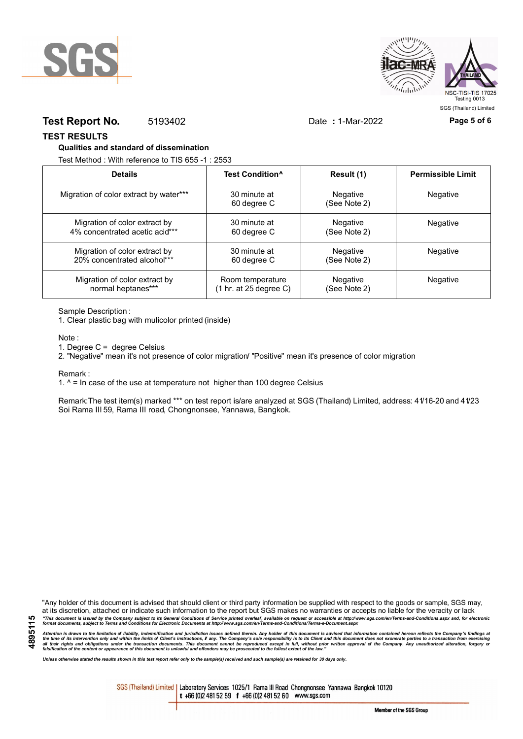**Test Report No.** 5193402 Date **:** 1-Mar-2022

## TEST RESULTS

### Qualities and standard of dissemination

Test Method : With reference to TIS 655 -1 : 2553

| Details | Test Condition^ | Result (1) | Permissible Limit |
|---|---|---|---|
| Migration of color extract by water*** | 30 minute at 60 degree C | Negative (See Note 2) | Negative |
| Migration of color extract by 4% concentrated acetic acid*** | 30 minute at 60 degree C | Negative (See Note 2) | Negative |
| Migration of color extract by 20% concentrated alcohol*** | 30 minute at 60 degree C | Negative (See Note 2) | Negative |
| Migration of color extract by normal heptanes*** | Room temperature (1 hr. at 25 degree C) | Negative (See Note 2) | Negative |

Sample Description :

1. Clear plastic bag with mulicolor printed (inside)

Note :

1. Degree C = degree Celsius
2. "Negative" mean it's not presence of color migration/ "Positive" mean it's presence of color migration

Remark :

1. ^ = In case of the use at temperature not higher than 100 degree Celsius

Remark:The test item(s) marked *** on test report is/are analyzed at SGS (Thailand) Limited, address: 41/16-20 and 41/23 Soi Rama III 59, Rama III road, Chongnonsee, Yannawa, Bangkok.

"Any holder of this document is advised that should client or third party information be supplied with respect to the goods or sample, SGS may, at its discretion, attached or indicate such information to the report but SGS makes no warranties or accepts no liable for the veracity or lack

*"This document is issued by the Company subject to its General Conditions of Service printed overleaf, available on request or accessible at http://www.sgs.com/en/Terms-and-Conditions.aspx and, for electronic format documents, subject to Terms and Conditions for Electronic Documents at http://www.sgs.com/en/Terms-and-Conditions/Terms-e-Document.aspx*

*Attention is drawn to the limitation of liability, indemnification and jurisdiction issues defined therein. Any holder of this document is advised that information contained hereon reflects the Company's findings at the time of its intervention only and within the limits of Client's instructions, if any. The Company's sole responsibility is to its Client and this document does not exonerate parties to a transaction from exercising all their rights and obligations under the transaction documents. This document cannot be reproduced except in full, without prior written approval of the Company. Any unauthorized alteration, forgery or falsification of the content or appearance of this document is unlawful and offenders may be prosecuted to the fullest extent of the law."*

*Unless otherwise stated the results shown in this test report refer only to the sample(s) received and such sample(s) are retained for 30 days only.*

SGS (Thailand) Limited | Laboratory Services 1025/1 Rama III Road Chongnonsee Yannawa Bangkok 10120 t +66 (0)2 481 52 59 f +66 (0)2 481 52 60 www.sgs.com

Member of the SGS Group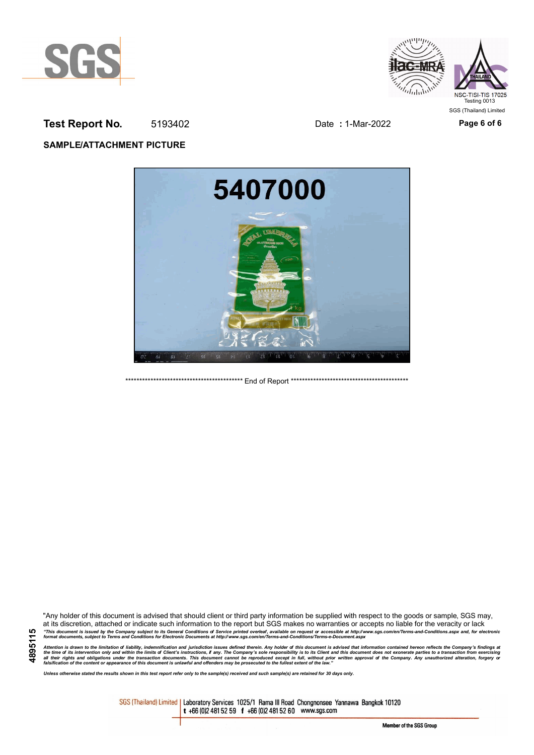**Test Report No.** 5193402 Date : 1-Mar-2022

**SAMPLE/ATTACHMENT PICTURE**

5407000

******************************************** End of Report ********************************************

"Any holder of this document is advised that should client or third party information be supplied with respect to the goods or sample, SGS may, at its discretion, attached or indicate such information to the report but SGS makes no warranties or accepts no liable for the veracity or lack

*"This document is issued by the Company subject to its General Conditions of Service printed overleaf, available on request or accessible at http://www.sgs.com/en/Terms-and-Conditions.aspx and, for electronic format documents, subject to Terms and Conditions for Electronic Documents at http://www.sgs.com/en/Terms-and-Conditions/Terms-e-Document.aspx*

*Attention is drawn to the limitation of liability, indemnification and jurisdiction issues defined therein. Any holder of this document is advised that information contained hereon reflects the Company's findings at the time of its intervention only and within the limits of Client's instructions, if any. The Company's sole responsibility is to its Client and this document does not exonerate parties to a transaction from exercising all their rights and obligations under the transaction documents. This document cannot be reproduced except in full, without prior written approval of the Company. Any unauthorized alteration, forgery or falsification of the content or appearance of this document is unlawful and offenders may be prosecuted to the fullest extent of the law."*

*Unless otherwise stated the results shown in this test report refer only to the sample(s) received and such sample(s) are retained for 30 days only.*

SGS (Thailand) Limited | Laboratory Services 1025/1 Rama III Road Chongnonsee Yannawa Bangkok 10120
t +66 (0)2 481 52 59 f +66 (0)2 481 52 60 www.sgs.com

Member of the SGS Group